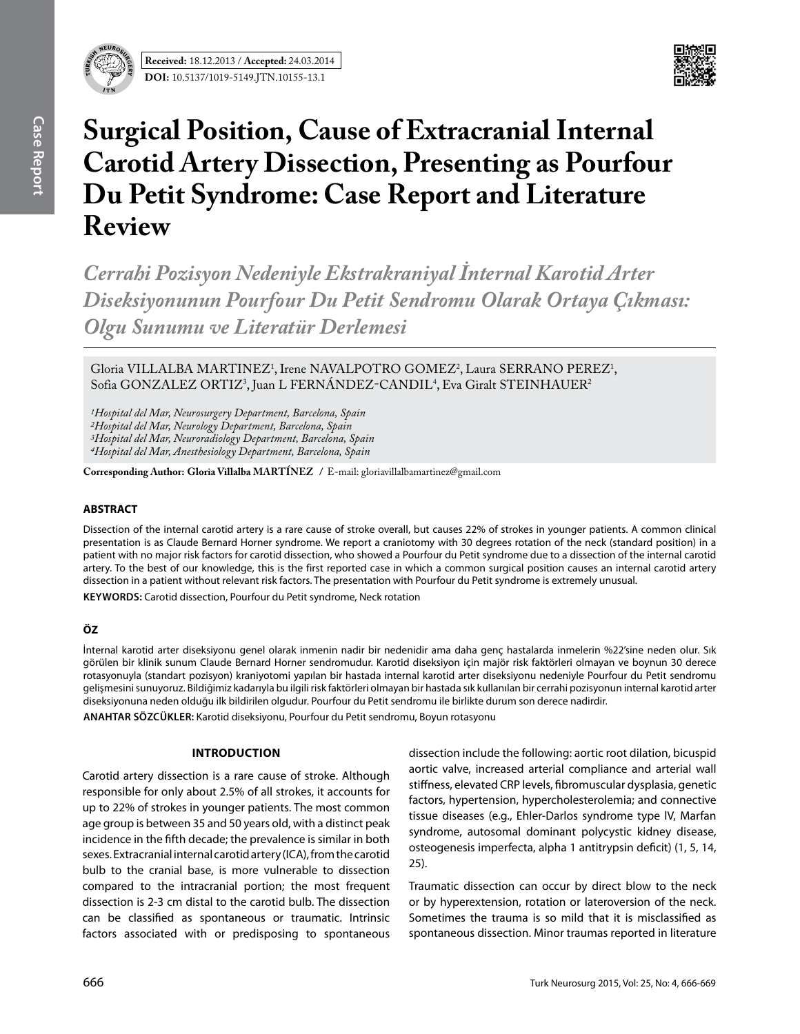Received: 18.12.2013 / Accepted: 24.03.2014
DOI: 10.5137/1019-5149.JTN.10155-13.1

# Surgical Position, Cause of Extracranial Internal Carotid Artery Dissection, Presenting as Pourfour Du Petit Syndrome: Case Report and Literature Review

*Cerrahi Pozisyon Nedeniyle Ekstrakraniyal İnternal Karotid Arter Diseksiyonunun Pourfour Du Petit Sendromu Olarak Ortaya Çıkması: Olgu Sunumu ve Literatür Derlemesi*

Gloria VILLALBA MARTINEZ[1], Irene NAVALPOTRO GOMEZ[2], Laura SERRANO PEREZ[1], Sofia GONZALEZ ORTIZ[3], Juan L FERNÁNDEZ-CANDIL[4], Eva Giralt STEINHAUER[2]

[1]*Hospital del Mar, Neurosurgery Department, Barcelona, Spain*
[2]*Hospital del Mar, Neurology Department, Barcelona, Spain*
[3]*Hospital del Mar, Neuroradiology Department, Barcelona, Spain*
[4]*Hospital del Mar, Anesthesiology Department, Barcelona, Spain*

**Corresponding Author: Gloria Villalba MARTÍNEZ** / E-mail: gloriavillalbamartinez@gmail.com

## ABSTRACT

Dissection of the internal carotid artery is a rare cause of stroke overall, but causes 22% of strokes in younger patients. A common clinical presentation is as Claude Bernard Horner syndrome. We report a craniotomy with 30 degrees rotation of the neck (standard position) in a patient with no major risk factors for carotid dissection, who showed a Pourfour du Petit syndrome due to a dissection of the internal carotid artery. To the best of our knowledge, this is the first reported case in which a common surgical position causes an internal carotid artery dissection in a patient without relevant risk factors. The presentation with Pourfour du Petit syndrome is extremely unusual.

**KEYWORDS:** Carotid dissection, Pourfour du Petit syndrome, Neck rotation

## ÖZ

İnternal karotid arter diseksiyonu genel olarak inmenin nadir bir nedenidir ama daha genç hastalarda inmelerin %22'sine neden olur. Sık görülen bir klinik sunum Claude Bernard Horner sendromudur. Karotid diseksiyon için majör risk faktörleri olmayan ve boynun 30 derece rotasyonuyla (standart pozisyon) kraniyotomi yapılan bir hastada internal karotid arter diseksiyonu nedeniyle Pourfour du Petit sendromu gelişmesini sunuyoruz. Bildiğimiz kadarıyla bu ilgili risk faktörleri olmayan bir hastada sık kullanılan bir cerrahi pozisyonun internal karotid arter diseksiyonuna neden olduğu ilk bildirilen olgudur. Pourfour du Petit sendromu ile birlikte durum son derece nadirdir.

**ANAHTAR SÖZCÜKLER:** Karotid diseksiyonu, Pourfour du Petit sendromu, Boyun rotasyonu

## INTRODUCTION

Carotid artery dissection is a rare cause of stroke. Although responsible for only about 2.5% of all strokes, it accounts for up to 22% of strokes in younger patients. The most common age group is between 35 and 50 years old, with a distinct peak incidence in the fifth decade; the prevalence is similar in both sexes. Extracranial internal carotid artery (ICA), from the carotid bulb to the cranial base, is more vulnerable to dissection compared to the intracranial portion; the most frequent dissection is 2-3 cm distal to the carotid bulb. The dissection can be classified as spontaneous or traumatic. Intrinsic factors associated with or predisposing to spontaneous dissection include the following: aortic root dilation, bicuspid aortic valve, increased arterial compliance and arterial wall stiffness, elevated CRP levels, fibromuscular dysplasia, genetic factors, hypertension, hypercholesterolemia; and connective tissue diseases (e.g., Ehler-Darlos syndrome type IV, Marfan syndrome, autosomal dominant polycystic kidney disease, osteogenesis imperfecta, alpha 1 antitrypsin deficit) (1, 5, 14, 25).

Traumatic dissection can occur by direct blow to the neck or by hyperextension, rotation or lateroversion of the neck. Sometimes the trauma is so mild that it is misclassified as spontaneous dissection. Minor traumas reported in literature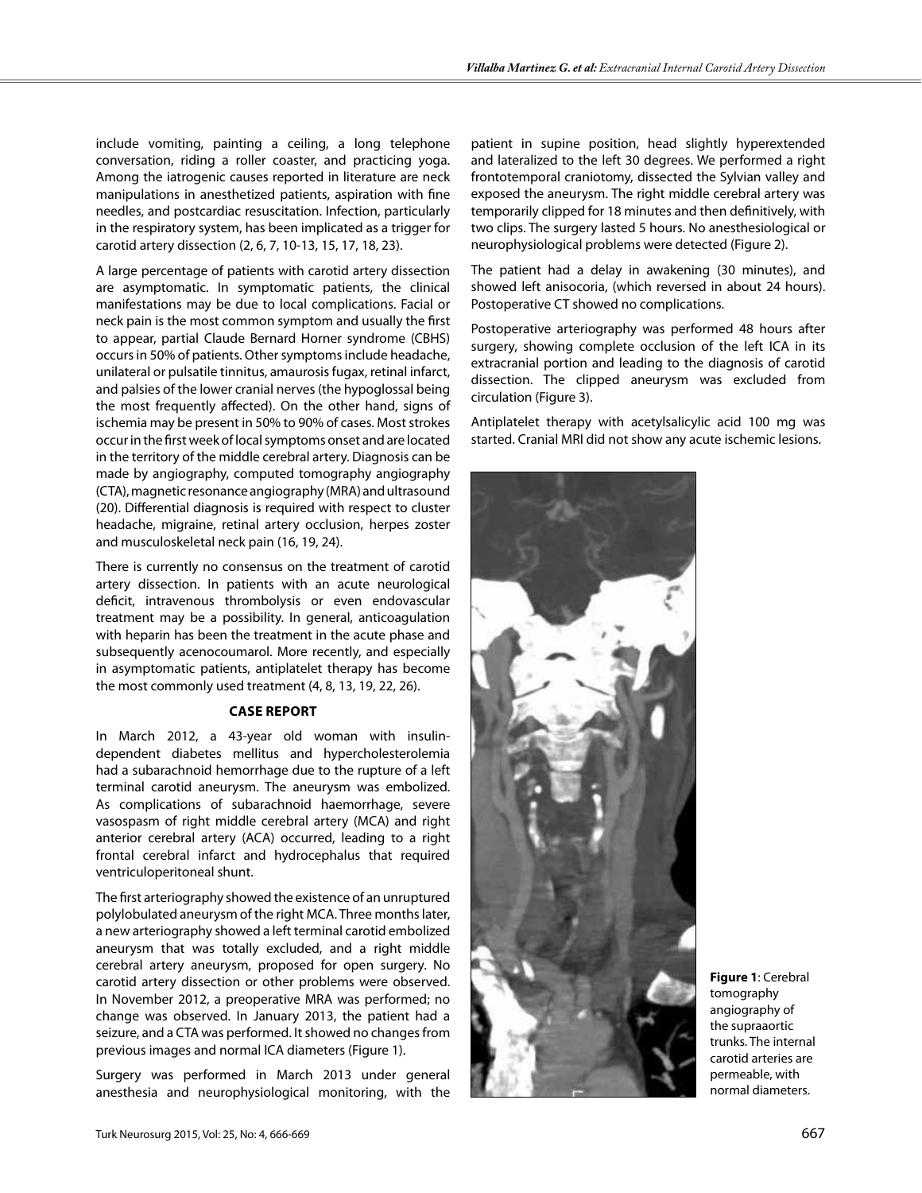include vomiting, painting a ceiling, a long telephone conversation, riding a roller coaster, and practicing yoga. Among the iatrogenic causes reported in literature are neck manipulations in anesthetized patients, aspiration with fine needles, and postcardiac resuscitation. Infection, particularly in the respiratory system, has been implicated as a trigger for carotid artery dissection (2, 6, 7, 10-13, 15, 17, 18, 23).

A large percentage of patients with carotid artery dissection are asymptomatic. In symptomatic patients, the clinical manifestations may be due to local complications. Facial or neck pain is the most common symptom and usually the first to appear, partial Claude Bernard Horner syndrome (CBHS) occurs in 50% of patients. Other symptoms include headache, unilateral or pulsatile tinnitus, amaurosis fugax, retinal infarct, and palsies of the lower cranial nerves (the hypoglossal being the most frequently affected). On the other hand, signs of ischemia may be present in 50% to 90% of cases. Most strokes occur in the first week of local symptoms onset and are located in the territory of the middle cerebral artery. Diagnosis can be made by angiography, computed tomography angiography (CTA), magnetic resonance angiography (MRA) and ultrasound (20). Differential diagnosis is required with respect to cluster headache, migraine, retinal artery occlusion, herpes zoster and musculoskeletal neck pain (16, 19, 24).

There is currently no consensus on the treatment of carotid artery dissection. In patients with an acute neurological deficit, intravenous thrombolysis or even endovascular treatment may be a possibility. In general, anticoagulation with heparin has been the treatment in the acute phase and subsequently acenocoumarol. More recently, and especially in asymptomatic patients, antiplatelet therapy has become the most commonly used treatment (4, 8, 13, 19, 22, 26).

## CASE REPORT

In March 2012, a 43-year old woman with insulin-dependent diabetes mellitus and hypercholesterolemia had a subarachnoid hemorrhage due to the rupture of a left terminal carotid aneurysm. The aneurysm was embolized. As complications of subarachnoid haemorrhage, severe vasospasm of right middle cerebral artery (MCA) and right anterior cerebral artery (ACA) occurred, leading to a right frontal cerebral infarct and hydrocephalus that required ventriculoperitoneal shunt.

The first arteriography showed the existence of an unruptured polylobulated aneurysm of the right MCA. Three months later, a new arteriography showed a left terminal carotid embolized aneurysm that was totally excluded, and a right middle cerebral artery aneurysm, proposed for open surgery. No carotid artery dissection or other problems were observed. In November 2012, a preoperative MRA was performed; no change was observed. In January 2013, the patient had a seizure, and a CTA was performed. It showed no changes from previous images and normal ICA diameters (Figure 1).

Surgery was performed in March 2013 under general anesthesia and neurophysiological monitoring, with the patient in supine position, head slightly hyperextended and lateralized to the left 30 degrees. We performed a right frontotemporal craniotomy, dissected the Sylvian valley and exposed the aneurysm. The right middle cerebral artery was temporarily clipped for 18 minutes and then definitively, with two clips. The surgery lasted 5 hours. No anesthesiological or neurophysiological problems were detected (Figure 2).

The patient had a delay in awakening (30 minutes), and showed left anisocoria, (which reversed in about 24 hours). Postoperative CT showed no complications.

Postoperative arteriography was performed 48 hours after surgery, showing complete occlusion of the left ICA in its extracranial portion and leading to the diagnosis of carotid dissection. The clipped aneurysm was excluded from circulation (Figure 3).

Antiplatelet therapy with acetylsalicylic acid 100 mg was started. Cranial MRI did not show any acute ischemic lesions.

**Figure 1**: Cerebral tomography angiography of the supraaortic trunks. The internal carotid arteries are permeable, with normal diameters.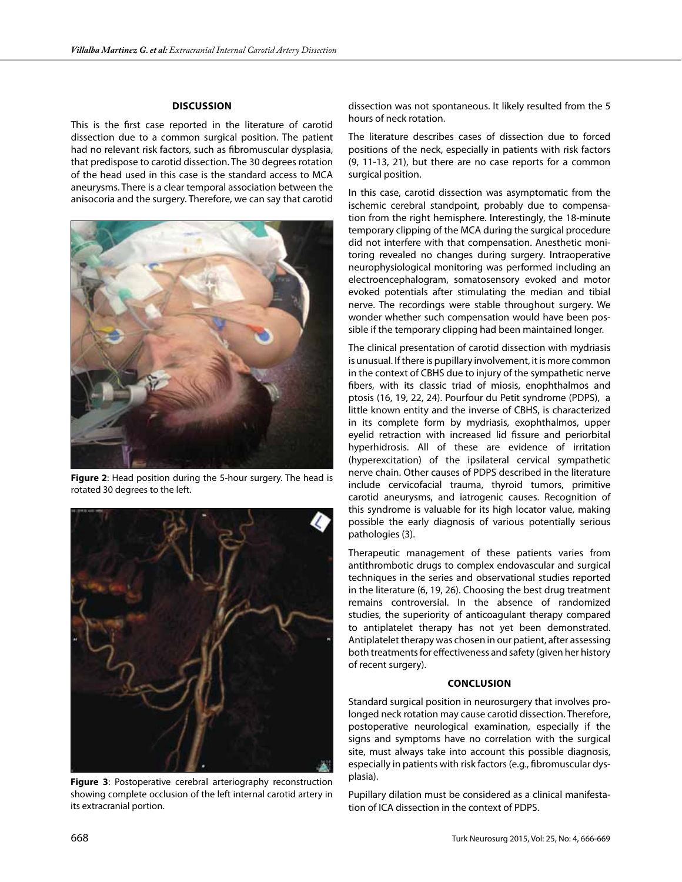## DISCUSSION

This is the first case reported in the literature of carotid dissection due to a common surgical position. The patient had no relevant risk factors, such as fibromuscular dysplasia, that predispose to carotid dissection. The 30 degrees rotation of the head used in this case is the standard access to MCA aneurysms. There is a clear temporal association between the anisocoria and the surgery. Therefore, we can say that carotid dissection was not spontaneous. It likely resulted from the 5 hours of neck rotation.

**Figure 2**: Head position during the 5-hour surgery. The head is rotated 30 degrees to the left.

**Figure 3**: Postoperative cerebral arteriography reconstruction showing complete occlusion of the left internal carotid artery in its extracranial portion.

The literature describes cases of dissection due to forced positions of the neck, especially in patients with risk factors (9, 11-13, 21), but there are no case reports for a common surgical position.

In this case, carotid dissection was asymptomatic from the ischemic cerebral standpoint, probably due to compensation from the right hemisphere. Interestingly, the 18-minute temporary clipping of the MCA during the surgical procedure did not interfere with that compensation. Anesthetic monitoring revealed no changes during surgery. Intraoperative neurophysiological monitoring was performed including an electroencephalogram, somatosensory evoked and motor evoked potentials after stimulating the median and tibial nerve. The recordings were stable throughout surgery. We wonder whether such compensation would have been possible if the temporary clipping had been maintained longer.

The clinical presentation of carotid dissection with mydriasis is unusual. If there is pupillary involvement, it is more common in the context of CBHS due to injury of the sympathetic nerve fibers, with its classic triad of miosis, enophthalmos and ptosis (16, 19, 22, 24). Pourfour du Petit syndrome (PDPS), a little known entity and the inverse of CBHS, is characterized in its complete form by mydriasis, exophthalmos, upper eyelid retraction with increased lid fissure and periorbital hyperhidrosis. All of these are evidence of irritation (hyperexcitation) of the ipsilateral cervical sympathetic nerve chain. Other causes of PDPS described in the literature include cervicofacial trauma, thyroid tumors, primitive carotid aneurysms, and iatrogenic causes. Recognition of this syndrome is valuable for its high locator value, making possible the early diagnosis of various potentially serious pathologies (3).

Therapeutic management of these patients varies from antithrombotic drugs to complex endovascular and surgical techniques in the series and observational studies reported in the literature (6, 19, 26). Choosing the best drug treatment remains controversial. In the absence of randomized studies, the superiority of anticoagulant therapy compared to antiplatelet therapy has not yet been demonstrated. Antiplatelet therapy was chosen in our patient, after assessing both treatments for effectiveness and safety (given her history of recent surgery).

## CONCLUSION

Standard surgical position in neurosurgery that involves prolonged neck rotation may cause carotid dissection. Therefore, postoperative neurological examination, especially if the signs and symptoms have no correlation with the surgical site, must always take into account this possible diagnosis, especially in patients with risk factors (e.g., fibromuscular dysplasia).

Pupillary dilation must be considered as a clinical manifestation of ICA dissection in the context of PDPS.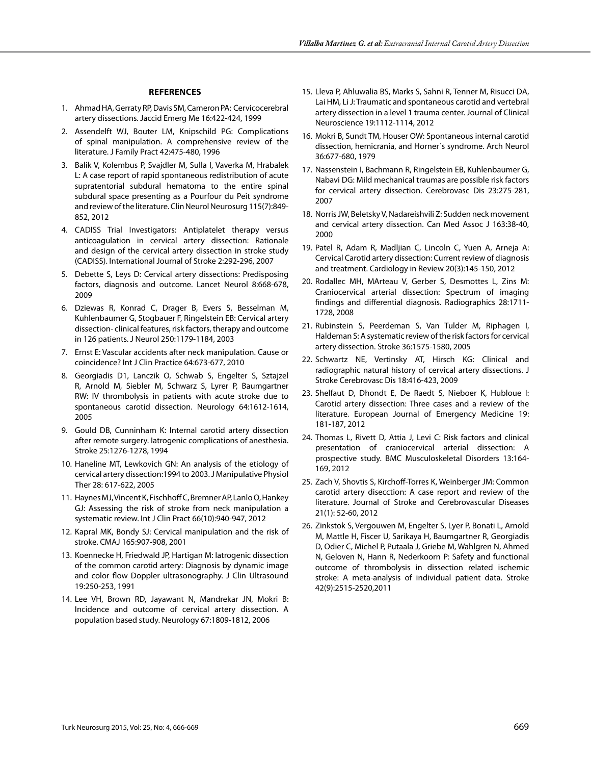#### REFERENCES

1. Ahmad HA, Gerraty RP, Davis SM, Cameron PA: Cervicocerebral artery dissections. Jaccid Emerg Me 16:422-424, 1999
2. Assendelft WJ, Bouter LM, Knipschild PG: Complications of spinal manipulation. A comprehensive review of the literature. J Family Pract 42:475-480, 1996
3. Balik V, Kolembus P, Svajdler M, Sulla I, Vaverka M, Hrabalek L: A case report of rapid spontaneous redistribution of acute supratentorial subdural hematoma to the entire spinal subdural space presenting as a Pourfour du Peit syndrome and review of the literature. Clin Neurol Neurosurg 115(7):849-852, 2012
4. CADISS Trial Investigators: Antiplatelet therapy versus anticoagulation in cervical artery dissection: Rationale and design of the cervical artery dissection in stroke study (CADISS). International Journal of Stroke 2:292-296, 2007
5. Debette S, Leys D: Cervical artery dissections: Predisposing factors, diagnosis and outcome. Lancet Neurol 8:668-678, 2009
6. Dziewas R, Konrad C, Drager B, Evers S, Besselman M, Kuhlenbaumer G, Stogbauer F, Ringelstein EB: Cervical artery dissection- clinical features, risk factors, therapy and outcome in 126 patients. J Neurol 250:1179-1184, 2003
7. Ernst E: Vascular accidents after neck manipulation. Cause or coincidence? Int J Clin Practice 64:673-677, 2010
8. Georgiadis D1, Lanczik O, Schwab S, Engelter S, Sztajzel R, Arnold M, Siebler M, Schwarz S, Lyrer P, Baumgartner RW: IV thrombolysis in patients with acute stroke due to spontaneous carotid dissection. Neurology 64:1612-1614, 2005
9. Gould DB, Cunninham K: Internal carotid artery dissection after remote surgery. Iatrogenic complications of anesthesia. Stroke 25:1276-1278, 1994
10. Haneline MT, Lewkovich GN: An analysis of the etiology of cervical artery dissection:1994 to 2003. J Manipulative Physiol Ther 28: 617-622, 2005
11. Haynes MJ, Vincent K, Fischhoff C, Bremner AP, Lanlo O, Hankey GJ: Assessing the risk of stroke from neck manipulation a systematic review. Int J Clin Pract 66(10):940-947, 2012
12. Kapral MK, Bondy SJ: Cervical manipulation and the risk of stroke. CMAJ 165:907-908, 2001
13. Koennecke H, Friedwald JP, Hartigan M: Iatrogenic dissection of the common carotid artery: Diagnosis by dynamic image and color flow Doppler ultrasonography. J Clin Ultrasound 19:250-253, 1991
14. Lee VH, Brown RD, Jayawant N, Mandrekar JN, Mokri B: Incidence and outcome of cervical artery dissection. A population based study. Neurology 67:1809-1812, 2006
15. Lleva P, Ahluwalia BS, Marks S, Sahni R, Tenner M, Risucci DA, Lai HM, Li J: Traumatic and spontaneous carotid and vertebral artery dissection in a level 1 trauma center. Journal of Clinical Neuroscience 19:1112-1114, 2012
16. Mokri B, Sundt TM, Houser OW: Spontaneous internal carotid dissection, hemicrania, and Horner´s syndrome. Arch Neurol 36:677-680, 1979
17. Nassenstein I, Bachmann R, Ringelstein EB, Kuhlenbaumer G, Nabavi DG: Mild mechanical traumas are possible risk factors for cervical artery dissection. Cerebrovasc Dis 23:275-281, 2007
18. Norris JW, Beletsky V, Nadareishvili Z: Sudden neck movement and cervical artery dissection. Can Med Assoc J 163:38-40, 2000
19. Patel R, Adam R, Madljian C, Lincoln C, Yuen A, Arneja A: Cervical Carotid artery dissection: Current review of diagnosis and treatment. Cardiology in Review 20(3):145-150, 2012
20. Rodallec MH, MArteau V, Gerber S, Desmottes L, Zins M: Craniocervical arterial dissection: Spectrum of imaging findings and differential diagnosis. Radiographics 28:1711-1728, 2008
21. Rubinstein S, Peerdeman S, Van Tulder M, Riphagen I, Haldeman S: A systematic review of the risk factors for cervical artery dissection. Stroke 36:1575-1580, 2005
22. Schwartz NE, Vertinsky AT, Hirsch KG: Clinical and radiographic natural history of cervical artery dissections. J Stroke Cerebrovasc Dis 18:416-423, 2009
23. Shelfaut D, Dhondt E, De Raedt S, Nieboer K, Hubloue I: Carotid artery dissection: Three cases and a review of the literature. European Journal of Emergency Medicine 19: 181-187, 2012
24. Thomas L, Rivett D, Attia J, Levi C: Risk factors and clinical presentation of craniocervical arterial dissection: A prospective study. BMC Musculoskeletal Disorders 13:164-169, 2012
25. Zach V, Shovtis S, Kirchoff-Torres K, Weinberger JM: Common carotid artery disecction: A case report and review of the literature. Journal of Stroke and Cerebrovascular Diseases 21(1): 52-60, 2012
26. Zinkstok S, Vergouwen M, Engelter S, Lyer P, Bonati L, Arnold M, Mattle H, Fiscer U, Sarikaya H, Baumgartner R, Georgiadis D, Odier C, Michel P, Putaala J, Griebe M, Wahlgren N, Ahmed N, Geloven N, Hann R, Nederkoorn P: Safety and functional outcome of thrombolysis in dissection related ischemic stroke: A meta-analysis of individual patient data. Stroke 42(9):2515-2520,2011